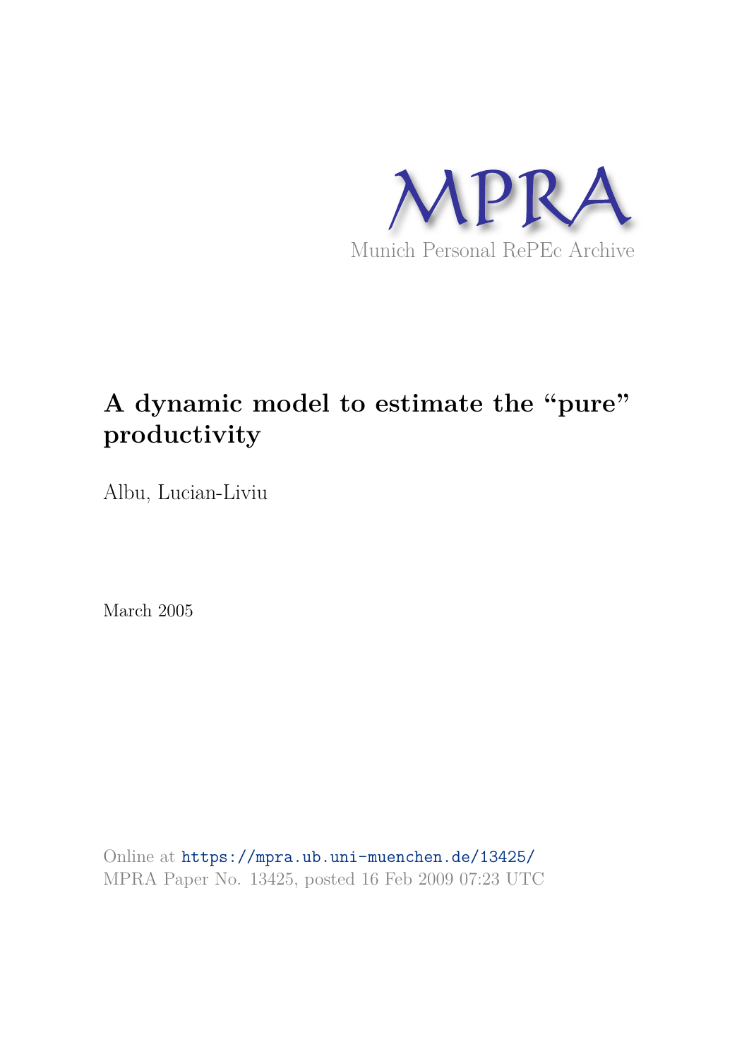MPRA

Munich Personal RePEc Archive

# A dynamic model to estimate the "pure" productivity

Albu, Lucian-Liviu

March 2005

Online at https://mpra.ub.uni-muenchen.de/13425/
MPRA Paper No. 13425, posted 16 Feb 2009 07:23 UTC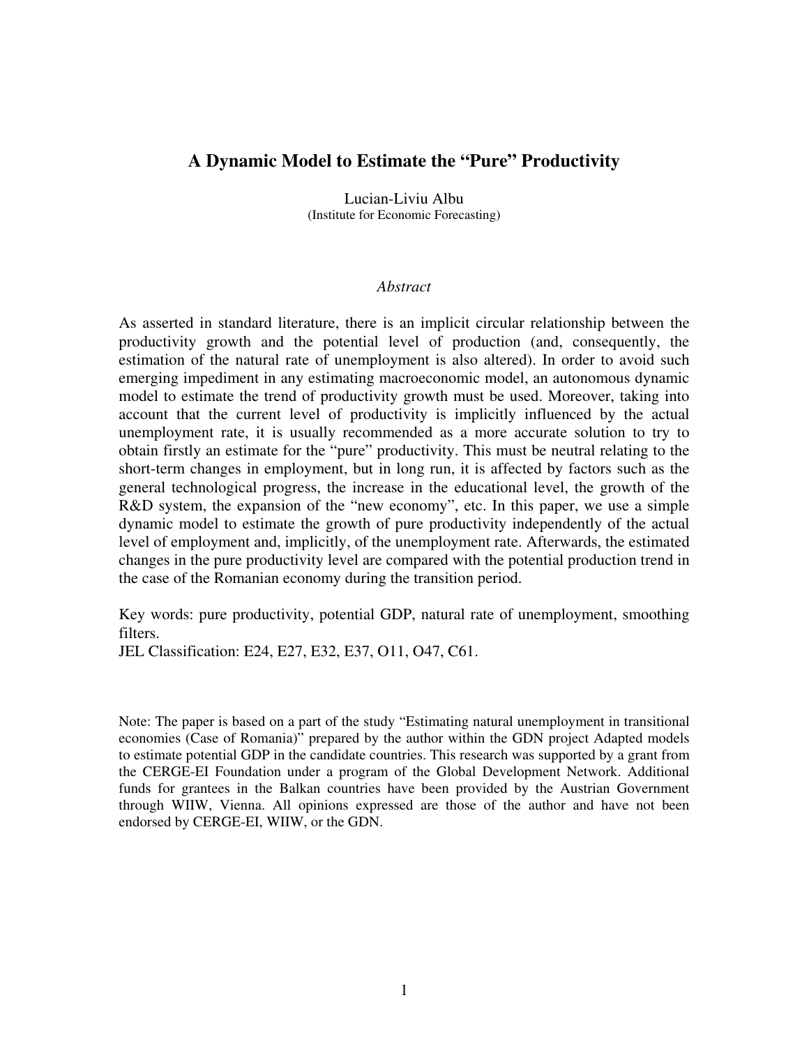# A Dynamic Model to Estimate the "Pure" Productivity

Lucian-Liviu Albu
(Institute for Economic Forecasting)

*Abstract*

As asserted in standard literature, there is an implicit circular relationship between the productivity growth and the potential level of production (and, consequently, the estimation of the natural rate of unemployment is also altered). In order to avoid such emerging impediment in any estimating macroeconomic model, an autonomous dynamic model to estimate the trend of productivity growth must be used. Moreover, taking into account that the current level of productivity is implicitly influenced by the actual unemployment rate, it is usually recommended as a more accurate solution to try to obtain firstly an estimate for the "pure" productivity. This must be neutral relating to the short-term changes in employment, but in long run, it is affected by factors such as the general technological progress, the increase in the educational level, the growth of the R&D system, the expansion of the "new economy", etc. In this paper, we use a simple dynamic model to estimate the growth of pure productivity independently of the actual level of employment and, implicitly, of the unemployment rate. Afterwards, the estimated changes in the pure productivity level are compared with the potential production trend in the case of the Romanian economy during the transition period.

Key words: pure productivity, potential GDP, natural rate of unemployment, smoothing filters.
JEL Classification: E24, E27, E32, E37, O11, O47, C61.

Note: The paper is based on a part of the study "Estimating natural unemployment in transitional economies (Case of Romania)" prepared by the author within the GDN project Adapted models to estimate potential GDP in the candidate countries. This research was supported by a grant from the CERGE-EI Foundation under a program of the Global Development Network. Additional funds for grantees in the Balkan countries have been provided by the Austrian Government through WIIW, Vienna. All opinions expressed are those of the author and have not been endorsed by CERGE-EI, WIIW, or the GDN.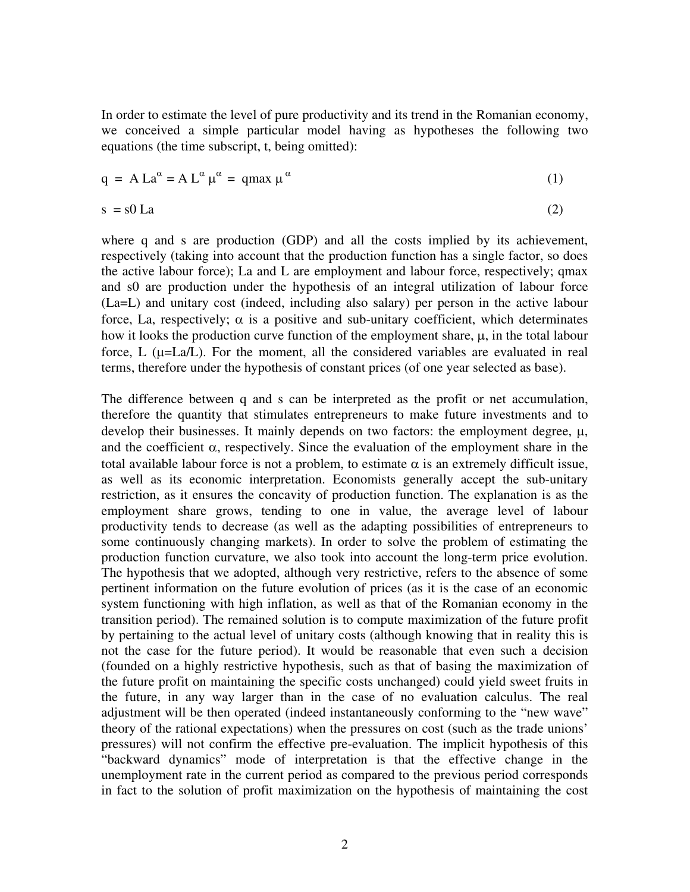In order to estimate the level of pure productivity and its trend in the Romanian economy, we conceived a simple particular model having as hypotheses the following two equations (the time subscript, t, being omitted):

$$q = A\, La^{\alpha} = A\, L^{\alpha}\, \mu^{\alpha} = q_{max}\, \mu^{\alpha} \tag{1}$$

$$s = s0\, La \tag{2}$$

where q and s are production (GDP) and all the costs implied by its achievement, respectively (taking into account that the production function has a single factor, so does the active labour force); La and L are employment and labour force, respectively; qmax and s0 are production under the hypothesis of an integral utilization of labour force (La=L) and unitary cost (indeed, including also salary) per person in the active labour force, La, respectively; $\alpha$ is a positive and sub-unitary coefficient, which determinates how it looks the production curve function of the employment share, $\mu$, in the total labour force, L ($\mu$=La/L). For the moment, all the considered variables are evaluated in real terms, therefore under the hypothesis of constant prices (of one year selected as base).

The difference between q and s can be interpreted as the profit or net accumulation, therefore the quantity that stimulates entrepreneurs to make future investments and to develop their businesses. It mainly depends on two factors: the employment degree, $\mu$, and the coefficient $\alpha$, respectively. Since the evaluation of the employment share in the total available labour force is not a problem, to estimate $\alpha$ is an extremely difficult issue, as well as its economic interpretation. Economists generally accept the sub-unitary restriction, as it ensures the concavity of production function. The explanation is as the employment share grows, tending to one in value, the average level of labour productivity tends to decrease (as well as the adapting possibilities of entrepreneurs to some continuously changing markets). In order to solve the problem of estimating the production function curvature, we also took into account the long-term price evolution. The hypothesis that we adopted, although very restrictive, refers to the absence of some pertinent information on the future evolution of prices (as it is the case of an economic system functioning with high inflation, as well as that of the Romanian economy in the transition period). The remained solution is to compute maximization of the future profit by pertaining to the actual level of unitary costs (although knowing that in reality this is not the case for the future period). It would be reasonable that even such a decision (founded on a highly restrictive hypothesis, such as that of basing the maximization of the future profit on maintaining the specific costs unchanged) could yield sweet fruits in the future, in any way larger than in the case of no evaluation calculus. The real adjustment will be then operated (indeed instantaneously conforming to the "new wave" theory of the rational expectations) when the pressures on cost (such as the trade unions' pressures) will not confirm the effective pre-evaluation. The implicit hypothesis of this "backward dynamics" mode of interpretation is that the effective change in the unemployment rate in the current period as compared to the previous period corresponds in fact to the solution of profit maximization on the hypothesis of maintaining the cost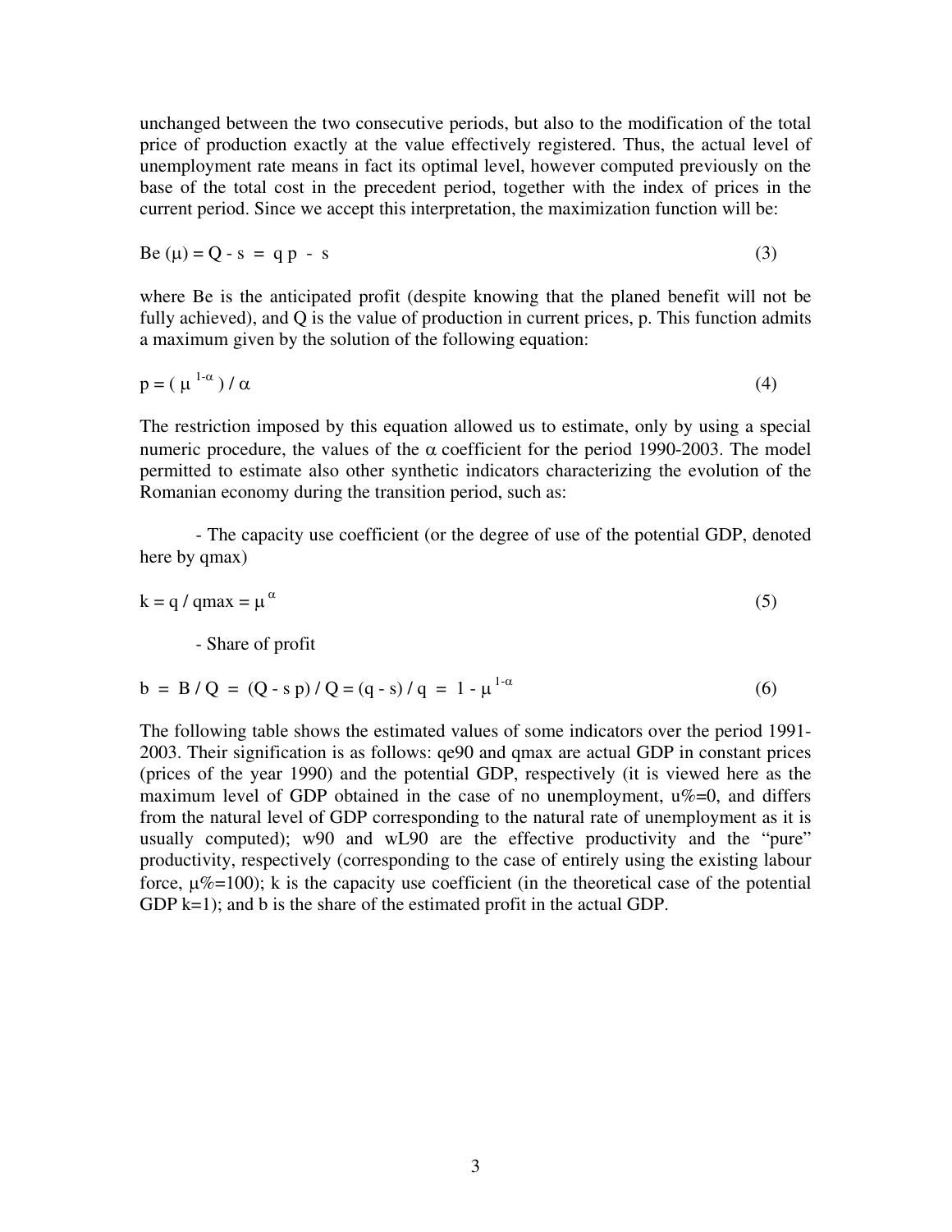unchanged between the two consecutive periods, but also to the modification of the total price of production exactly at the value effectively registered. Thus, the actual level of unemployment rate means in fact its optimal level, however computed previously on the base of the total cost in the precedent period, together with the index of prices in the current period. Since we accept this interpretation, the maximization function will be:

$$\text{Be}(\mu) = Q - s = q\,p - s \tag{3}$$

where Be is the anticipated profit (despite knowing that the planed benefit will not be fully achieved), and Q is the value of production in current prices, p. This function admits a maximum given by the solution of the following equation:

$$p = (\mu^{1-\alpha}) / \alpha \tag{4}$$

The restriction imposed by this equation allowed us to estimate, only by using a special numeric procedure, the values of the $\alpha$ coefficient for the period 1990-2003. The model permitted to estimate also other synthetic indicators characterizing the evolution of the Romanian economy during the transition period, such as:

- The capacity use coefficient (or the degree of use of the potential GDP, denoted here by qmax)

$$k = q / q\text{max} = \mu^{\alpha} \tag{5}$$

- Share of profit

$$b = B / Q = (Q - s\,p) / Q = (q - s) / q = 1 - \mu^{1-\alpha} \tag{6}$$

The following table shows the estimated values of some indicators over the period 1991-2003. Their signification is as follows: qe90 and qmax are actual GDP in constant prices (prices of the year 1990) and the potential GDP, respectively (it is viewed here as the maximum level of GDP obtained in the case of no unemployment, u%=0, and differs from the natural level of GDP corresponding to the natural rate of unemployment as it is usually computed); w90 and wL90 are the effective productivity and the "pure" productivity, respectively (corresponding to the case of entirely using the existing labour force, $\mu$%=100); k is the capacity use coefficient (in the theoretical case of the potential GDP k=1); and b is the share of the estimated profit in the actual GDP.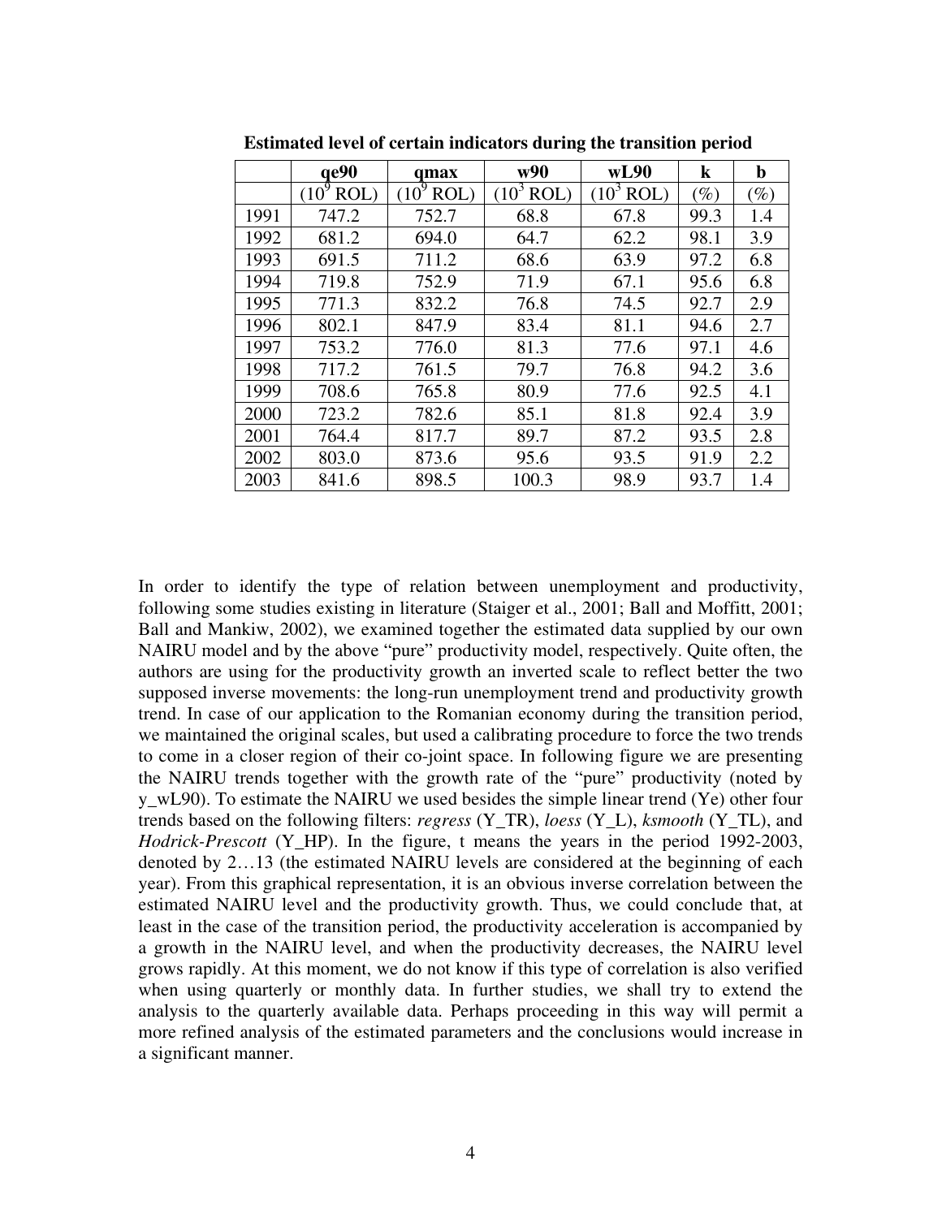**Estimated level of certain indicators during the transition period**

| | qe90 | qmax | w90 | wL90 | k | b |
|---|---|---|---|---|---|---|
| | ($10^9$ ROL) | ($10^9$ ROL) | ($10^3$ ROL) | ($10^3$ ROL) | (%) | (%) |
| 1991 | 747.2 | 752.7 | 68.8 | 67.8 | 99.3 | 1.4 |
| 1992 | 681.2 | 694.0 | 64.7 | 62.2 | 98.1 | 3.9 |
| 1993 | 691.5 | 711.2 | 68.6 | 63.9 | 97.2 | 6.8 |
| 1994 | 719.8 | 752.9 | 71.9 | 67.1 | 95.6 | 6.8 |
| 1995 | 771.3 | 832.2 | 76.8 | 74.5 | 92.7 | 2.9 |
| 1996 | 802.1 | 847.9 | 83.4 | 81.1 | 94.6 | 2.7 |
| 1997 | 753.2 | 776.0 | 81.3 | 77.6 | 97.1 | 4.6 |
| 1998 | 717.2 | 761.5 | 79.7 | 76.8 | 94.2 | 3.6 |
| 1999 | 708.6 | 765.8 | 80.9 | 77.6 | 92.5 | 4.1 |
| 2000 | 723.2 | 782.6 | 85.1 | 81.8 | 92.4 | 3.9 |
| 2001 | 764.4 | 817.7 | 89.7 | 87.2 | 93.5 | 2.8 |
| 2002 | 803.0 | 873.6 | 95.6 | 93.5 | 91.9 | 2.2 |
| 2003 | 841.6 | 898.5 | 100.3 | 98.9 | 93.7 | 1.4 |

In order to identify the type of relation between unemployment and productivity, following some studies existing in literature (Staiger et al., 2001; Ball and Moffitt, 2001; Ball and Mankiw, 2002), we examined together the estimated data supplied by our own NAIRU model and by the above "pure" productivity model, respectively. Quite often, the authors are using for the productivity growth an inverted scale to reflect better the two supposed inverse movements: the long-run unemployment trend and productivity growth trend. In case of our application to the Romanian economy during the transition period, we maintained the original scales, but used a calibrating procedure to force the two trends to come in a closer region of their co-joint space. In following figure we are presenting the NAIRU trends together with the growth rate of the "pure" productivity (noted by y_wL90). To estimate the NAIRU we used besides the simple linear trend (Ye) other four trends based on the following filters: *regress* (Y_TR), *loess* (Y_L), *ksmooth* (Y_TL), and *Hodrick-Prescott* (Y_HP). In the figure, t means the years in the period 1992-2003, denoted by 2…13 (the estimated NAIRU levels are considered at the beginning of each year). From this graphical representation, it is an obvious inverse correlation between the estimated NAIRU level and the productivity growth. Thus, we could conclude that, at least in the case of the transition period, the productivity acceleration is accompanied by a growth in the NAIRU level, and when the productivity decreases, the NAIRU level grows rapidly. At this moment, we do not know if this type of correlation is also verified when using quarterly or monthly data. In further studies, we shall try to extend the analysis to the quarterly available data. Perhaps proceeding in this way will permit a more refined analysis of the estimated parameters and the conclusions would increase in a significant manner.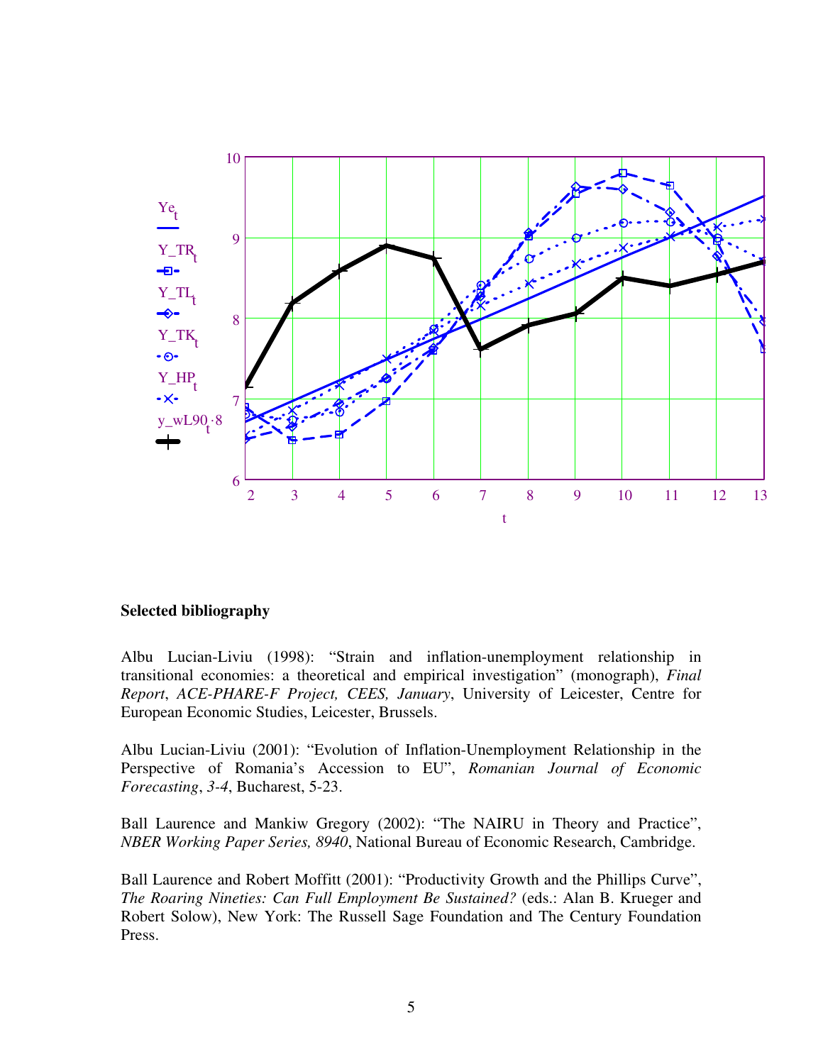## Selected bibliography

Albu Lucian-Liviu (1998): "Strain and inflation-unemployment relationship in transitional economies: a theoretical and empirical investigation" (monograph), *Final Report*, *ACE-PHARE-F Project, CEES, January*, University of Leicester, Centre for European Economic Studies, Leicester, Brussels.

Albu Lucian-Liviu (2001): "Evolution of Inflation-Unemployment Relationship in the Perspective of Romania's Accession to EU", *Romanian Journal of Economic Forecasting*, *3-4*, Bucharest, 5-23.

Ball Laurence and Mankiw Gregory (2002): "The NAIRU in Theory and Practice", *NBER Working Paper Series, 8940*, National Bureau of Economic Research, Cambridge.

Ball Laurence and Robert Moffitt (2001): "Productivity Growth and the Phillips Curve", *The Roaring Nineties: Can Full Employment Be Sustained?* (eds.: Alan B. Krueger and Robert Solow), New York: The Russell Sage Foundation and The Century Foundation Press.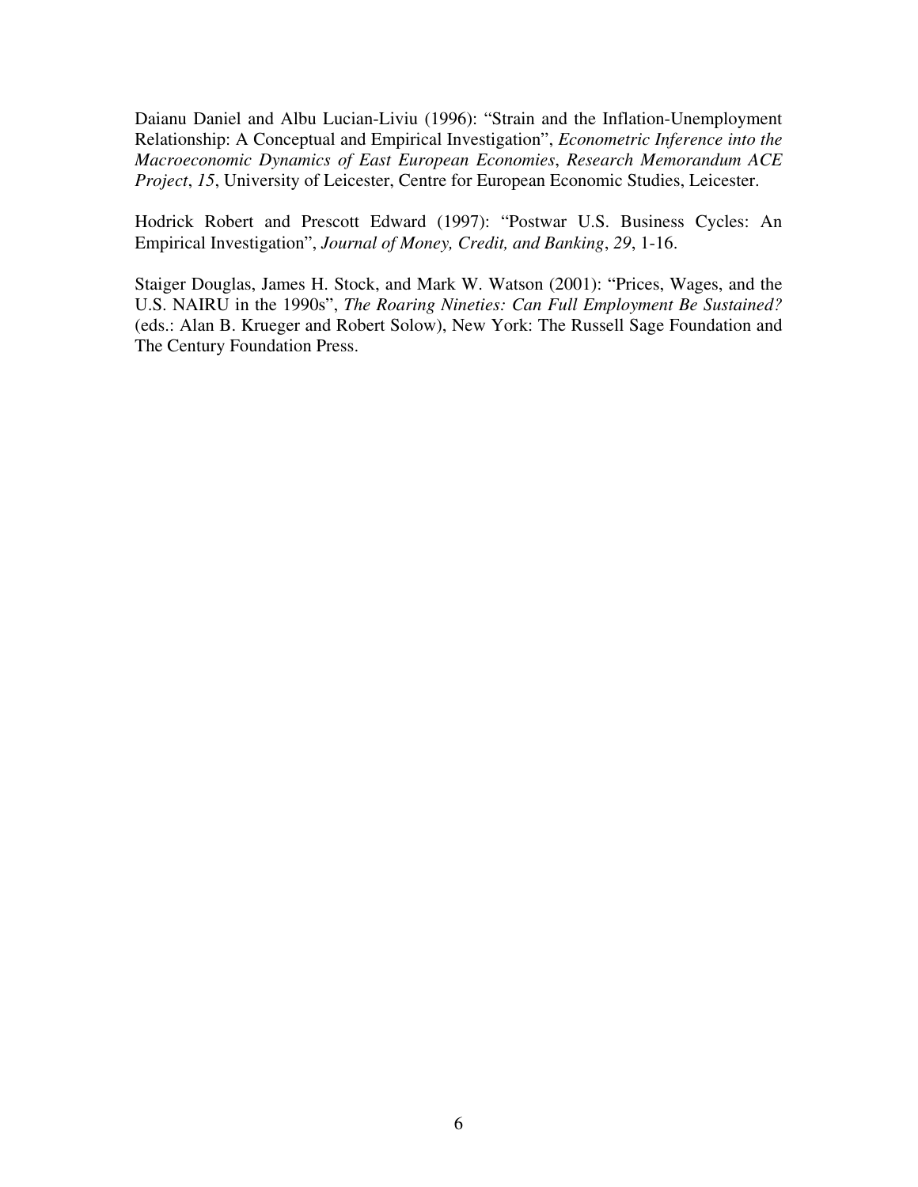Daianu Daniel and Albu Lucian-Liviu (1996): "Strain and the Inflation-Unemployment Relationship: A Conceptual and Empirical Investigation", *Econometric Inference into the Macroeconomic Dynamics of East European Economies*, *Research Memorandum ACE Project*, *15*, University of Leicester, Centre for European Economic Studies, Leicester.

Hodrick Robert and Prescott Edward (1997): "Postwar U.S. Business Cycles: An Empirical Investigation", *Journal of Money, Credit, and Banking*, *29*, 1-16.

Staiger Douglas, James H. Stock, and Mark W. Watson (2001): "Prices, Wages, and the U.S. NAIRU in the 1990s", *The Roaring Nineties: Can Full Employment Be Sustained?* (eds.: Alan B. Krueger and Robert Solow), New York: The Russell Sage Foundation and The Century Foundation Press.